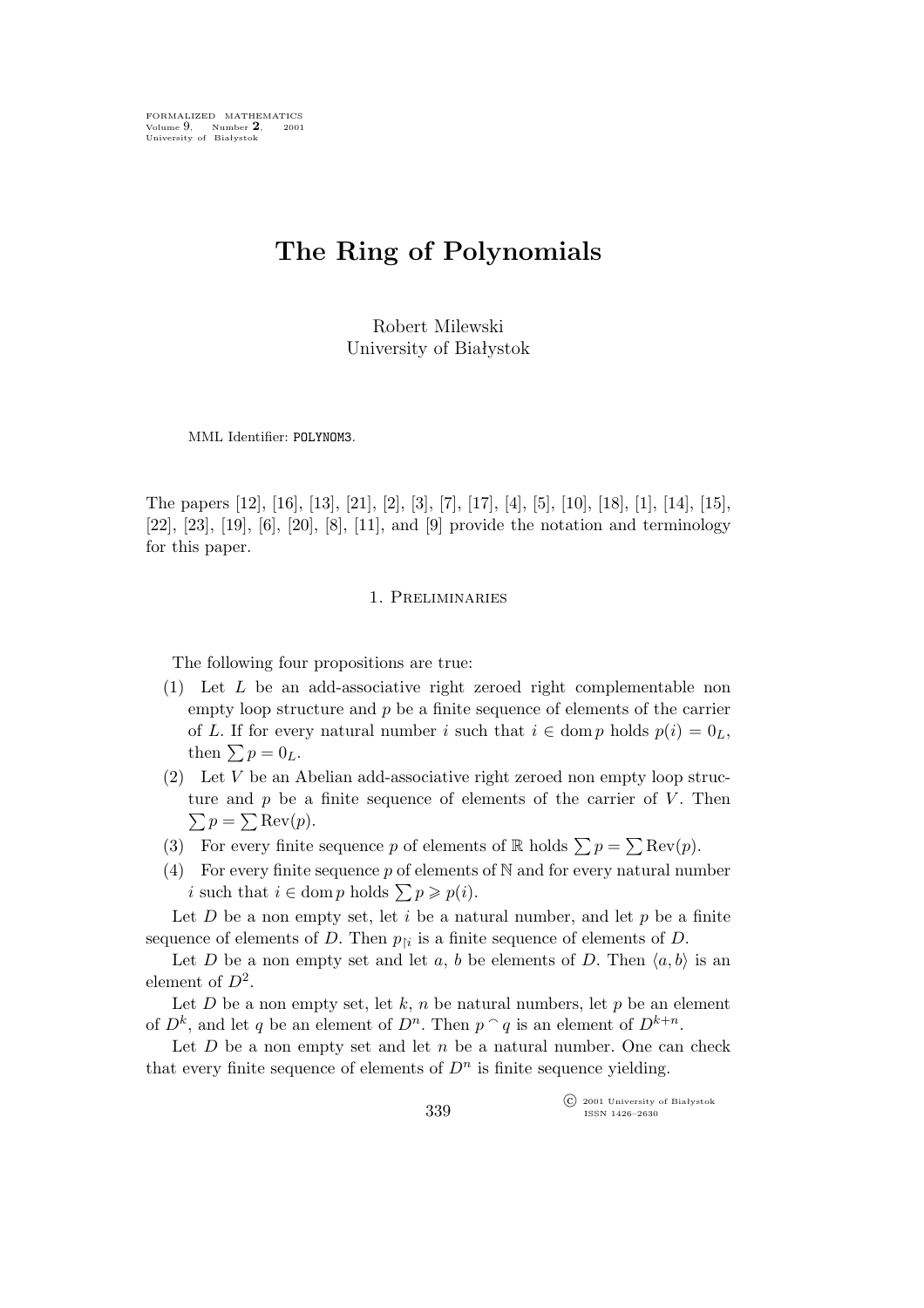# The Ring of Polynomials

Robert Milewski
University of Białystok

MML Identifier: POLYNOM3.

The papers [12], [16], [13], [21], [2], [3], [7], [17], [4], [5], [10], [18], [1], [14], [15], [22], [23], [19], [6], [20], [8], [11], and [9] provide the notation and terminology for this paper.

## 1. Preliminaries

The following four propositions are true:

(1) Let $L$ be an add-associative right zeroed right complementable non empty loop structure and $p$ be a finite sequence of elements of the carrier of $L$. If for every natural number $i$ such that $i \in \operatorname{dom} p$ holds $p(i) = 0_L$, then $\sum p = 0_L$.

(2) Let $V$ be an Abelian add-associative right zeroed non empty loop structure and $p$ be a finite sequence of elements of the carrier of $V$. Then $\sum p = \sum \operatorname{Rev}(p)$.

(3) For every finite sequence $p$ of elements of $\mathbb{R}$ holds $\sum p = \sum \operatorname{Rev}(p)$.

(4) For every finite sequence $p$ of elements of $\mathbb{N}$ and for every natural number $i$ such that $i \in \operatorname{dom} p$ holds $\sum p \geqslant p(i)$.

Let $D$ be a non empty set, let $i$ be a natural number, and let $p$ be a finite sequence of elements of $D$. Then $p_{\restriction i}$ is a finite sequence of elements of $D$.

Let $D$ be a non empty set and let $a$, $b$ be elements of $D$. Then $\langle a, b \rangle$ is an element of $D^2$.

Let $D$ be a non empty set, let $k$, $n$ be natural numbers, let $p$ be an element of $D^k$, and let $q$ be an element of $D^n$. Then $p \frown q$ is an element of $D^{k+n}$.

Let $D$ be a non empty set and let $n$ be a natural number. One can check that every finite sequence of elements of $D^n$ is finite sequence yielding.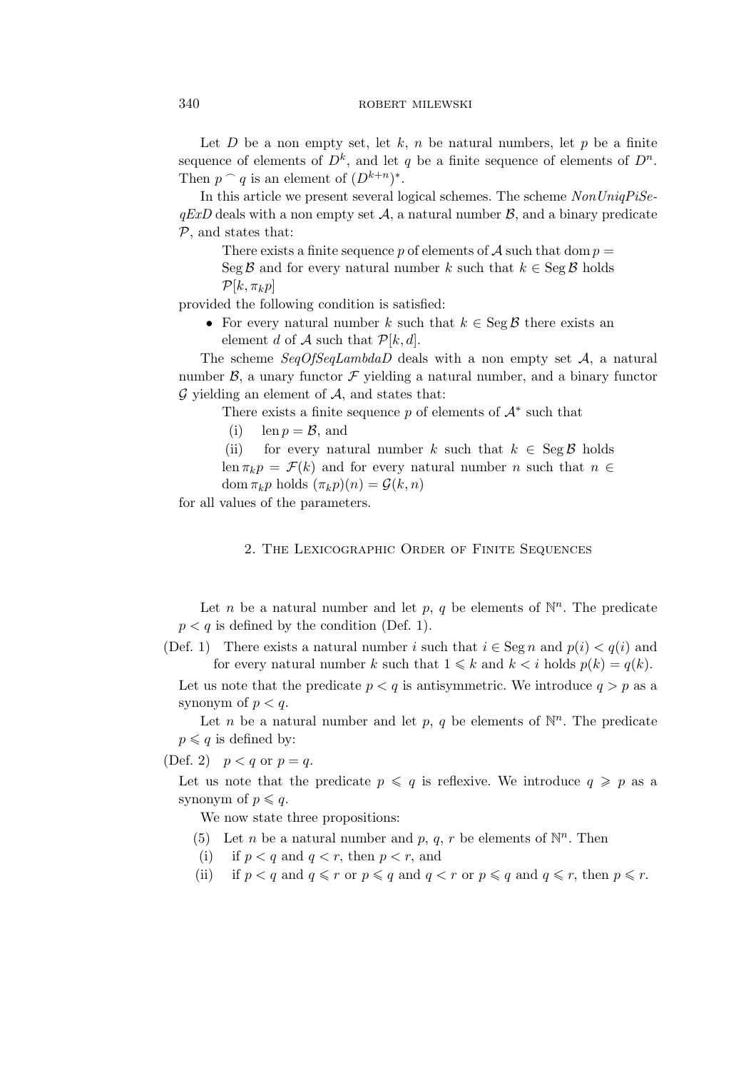Let $D$ be a non empty set, let $k$, $n$ be natural numbers, let $p$ be a finite sequence of elements of $D^k$, and let $q$ be a finite sequence of elements of $D^n$. Then $p \frown q$ is an element of $(D^{k+n})^*$.

In this article we present several logical schemes. The scheme *NonUniqPiSeqExD* deals with a non empty set $\mathcal{A}$, a natural number $\mathcal{B}$, and a binary predicate $\mathcal{P}$, and states that:

> There exists a finite sequence $p$ of elements of $\mathcal{A}$ such that $\operatorname{dom} p = \operatorname{Seg} \mathcal{B}$ and for every natural number $k$ such that $k \in \operatorname{Seg} \mathcal{B}$ holds $\mathcal{P}[k, \pi_k p]$

provided the following condition is satisfied:

- For every natural number $k$ such that $k \in \operatorname{Seg} \mathcal{B}$ there exists an element $d$ of $\mathcal{A}$ such that $\mathcal{P}[k, d]$.

The scheme *SeqOfSeqLambdaD* deals with a non empty set $\mathcal{A}$, a natural number $\mathcal{B}$, a unary functor $\mathcal{F}$ yielding a natural number, and a binary functor $\mathcal{G}$ yielding an element of $\mathcal{A}$, and states that:

> There exists a finite sequence $p$ of elements of $\mathcal{A}^*$ such that
>
> (i) $\operatorname{len} p = \mathcal{B}$, and
>
> (ii) for every natural number $k$ such that $k \in \operatorname{Seg} \mathcal{B}$ holds $\operatorname{len} \pi_k p = \mathcal{F}(k)$ and for every natural number $n$ such that $n \in \operatorname{dom} \pi_k p$ holds $(\pi_k p)(n) = \mathcal{G}(k, n)$

for all values of the parameters.

## 2. The Lexicographic Order of Finite Sequences

Let $n$ be a natural number and let $p$, $q$ be elements of $\mathbb{N}^n$. The predicate $p < q$ is defined by the condition (Def. 1).

(Def. 1) There exists a natural number $i$ such that $i \in \operatorname{Seg} n$ and $p(i) < q(i)$ and for every natural number $k$ such that $1 \leqslant k$ and $k < i$ holds $p(k) = q(k)$.

Let us note that the predicate $p < q$ is antisymmetric. We introduce $q > p$ as a synonym of $p < q$.

Let $n$ be a natural number and let $p$, $q$ be elements of $\mathbb{N}^n$. The predicate $p \leqslant q$ is defined by:

(Def. 2) $p < q$ or $p = q$.

Let us note that the predicate $p \leqslant q$ is reflexive. We introduce $q \geqslant p$ as a synonym of $p \leqslant q$.

We now state three propositions:

(5) Let $n$ be a natural number and $p$, $q$, $r$ be elements of $\mathbb{N}^n$. Then

(i) if $p < q$ and $q < r$, then $p < r$, and

(ii) if $p < q$ and $q \leqslant r$ or $p \leqslant q$ and $q < r$ or $p \leqslant q$ and $q \leqslant r$, then $p \leqslant r$.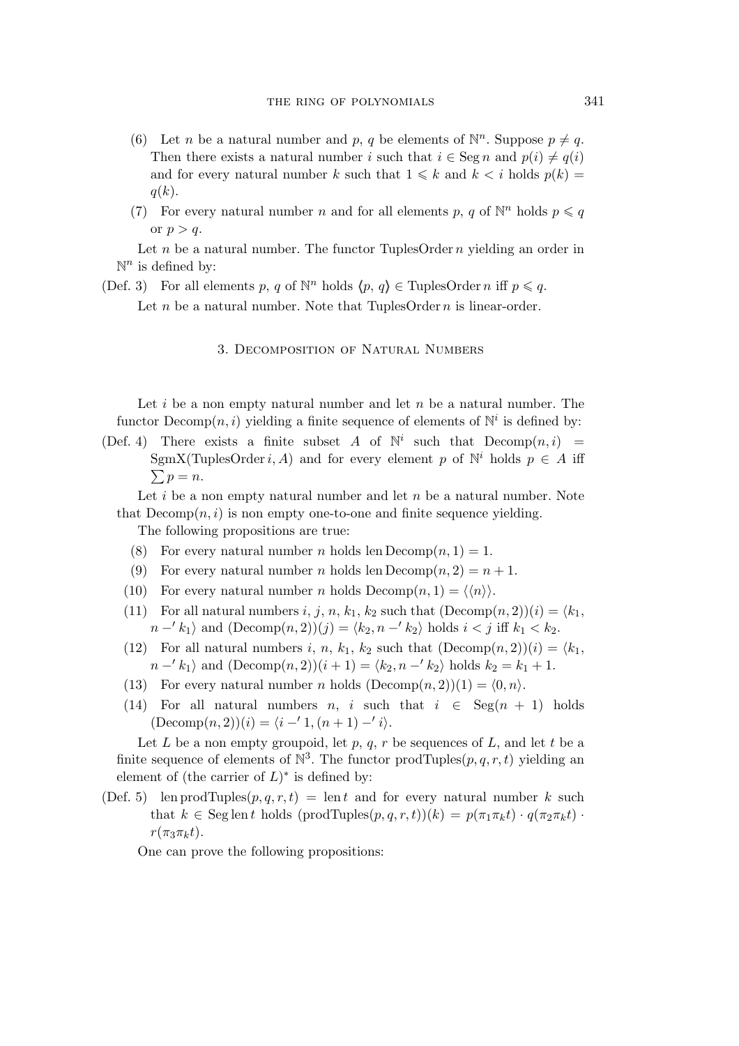(6) Let $n$ be a natural number and $p$, $q$ be elements of $\mathbb{N}^n$. Suppose $p \neq q$. Then there exists a natural number $i$ such that $i \in \operatorname{Seg} n$ and $p(i) \neq q(i)$ and for every natural number $k$ such that $1 \leqslant k$ and $k < i$ holds $p(k) = q(k)$.

(7) For every natural number $n$ and for all elements $p$, $q$ of $\mathbb{N}^n$ holds $p \leqslant q$ or $p > q$.

Let $n$ be a natural number. The functor TuplesOrder $n$ yielding an order in $\mathbb{N}^n$ is defined by:

(Def. 3) For all elements $p$, $q$ of $\mathbb{N}^n$ holds $\langle p, q \rangle \in \text{TuplesOrder}\, n$ iff $p \leqslant q$.

Let $n$ be a natural number. Note that TuplesOrder $n$ is linear-order.

## 3. Decomposition of Natural Numbers

Let $i$ be a non empty natural number and let $n$ be a natural number. The functor $\text{Decomp}(n, i)$ yielding a finite sequence of elements of $\mathbb{N}^i$ is defined by:

(Def. 4) There exists a finite subset $A$ of $\mathbb{N}^i$ such that $\text{Decomp}(n, i) = \text{SgmX}(\text{TuplesOrder}\, i, A)$ and for every element $p$ of $\mathbb{N}^i$ holds $p \in A$ iff $\sum p = n$.

Let $i$ be a non empty natural number and let $n$ be a natural number. Note that $\text{Decomp}(n, i)$ is non empty one-to-one and finite sequence yielding.

The following propositions are true:

(8) For every natural number $n$ holds $\operatorname{len} \text{Decomp}(n, 1) = 1$.

(9) For every natural number $n$ holds $\operatorname{len} \text{Decomp}(n, 2) = n + 1$.

(10) For every natural number $n$ holds $\text{Decomp}(n, 1) = \langle \langle n \rangle \rangle$.

(11) For all natural numbers $i$, $j$, $n$, $k_1$, $k_2$ such that $(\text{Decomp}(n, 2))(i) = \langle k_1, n -' k_1 \rangle$ and $(\text{Decomp}(n, 2))(j) = \langle k_2, n -' k_2 \rangle$ holds $i < j$ iff $k_1 < k_2$.

(12) For all natural numbers $i$, $n$, $k_1$, $k_2$ such that $(\text{Decomp}(n, 2))(i) = \langle k_1, n -' k_1 \rangle$ and $(\text{Decomp}(n, 2))(i + 1) = \langle k_2, n -' k_2 \rangle$ holds $k_2 = k_1 + 1$.

(13) For every natural number $n$ holds $(\text{Decomp}(n, 2))(1) = \langle 0, n \rangle$.

(14) For all natural numbers $n$, $i$ such that $i \in \operatorname{Seg}(n + 1)$ holds $(\text{Decomp}(n, 2))(i) = \langle i -' 1, (n + 1) -' i \rangle$.

Let $L$ be a non empty groupoid, let $p$, $q$, $r$ be sequences of $L$, and let $t$ be a finite sequence of elements of $\mathbb{N}^3$. The functor $\text{prodTuples}(p, q, r, t)$ yielding an element of (the carrier of $L$)$^*$ is defined by:

(Def. 5) $\operatorname{len} \text{prodTuples}(p, q, r, t) = \operatorname{len} t$ and for every natural number $k$ such that $k \in \operatorname{Seg} \operatorname{len} t$ holds $(\text{prodTuples}(p, q, r, t))(k) = p(\pi_1 \pi_k t) \cdot q(\pi_2 \pi_k t) \cdot r(\pi_3 \pi_k t)$.

One can prove the following propositions: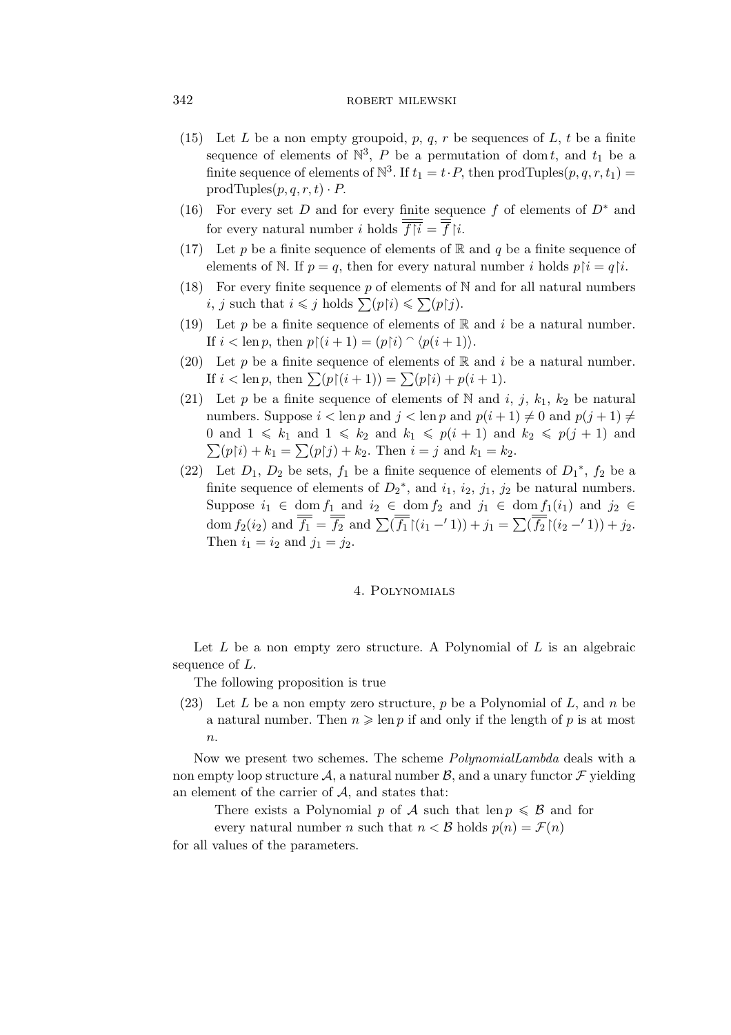(15) Let $L$ be a non empty groupoid, $p$, $q$, $r$ be sequences of $L$, $t$ be a finite sequence of elements of $\mathbb{N}^3$, $P$ be a permutation of $\operatorname{dom} t$, and $t_1$ be a finite sequence of elements of $\mathbb{N}^3$. If $t_1 = t \cdot P$, then $\operatorname{prodTuples}(p, q, r, t_1) = \operatorname{prodTuples}(p, q, r, t) \cdot P$.

(16) For every set $D$ and for every finite sequence $f$ of elements of $D^*$ and for every natural number $i$ holds $\overline{\overline{f \restriction i}} = \overline{\overline{f}} \restriction i$.

(17) Let $p$ be a finite sequence of elements of $\mathbb{R}$ and $q$ be a finite sequence of elements of $\mathbb{N}$. If $p = q$, then for every natural number $i$ holds $p \restriction i = q \restriction i$.

(18) For every finite sequence $p$ of elements of $\mathbb{N}$ and for all natural numbers $i$, $j$ such that $i \leqslant j$ holds $\sum(p \restriction i) \leqslant \sum(p \restriction j)$.

(19) Let $p$ be a finite sequence of elements of $\mathbb{R}$ and $i$ be a natural number. If $i < \operatorname{len} p$, then $p \restriction (i+1) = (p \restriction i) \frown \langle p(i+1) \rangle$.

(20) Let $p$ be a finite sequence of elements of $\mathbb{R}$ and $i$ be a natural number. If $i < \operatorname{len} p$, then $\sum(p \restriction (i+1)) = \sum(p \restriction i) + p(i+1)$.

(21) Let $p$ be a finite sequence of elements of $\mathbb{N}$ and $i$, $j$, $k_1$, $k_2$ be natural numbers. Suppose $i < \operatorname{len} p$ and $j < \operatorname{len} p$ and $p(i+1) \neq 0$ and $p(j+1) \neq 0$ and $1 \leqslant k_1$ and $1 \leqslant k_2$ and $k_1 \leqslant p(i+1)$ and $k_2 \leqslant p(j+1)$ and $\sum(p \restriction i) + k_1 = \sum(p \restriction j) + k_2$. Then $i = j$ and $k_1 = k_2$.

(22) Let $D_1$, $D_2$ be sets, $f_1$ be a finite sequence of elements of $D_1{}^*$, $f_2$ be a finite sequence of elements of $D_2{}^*$, and $i_1$, $i_2$, $j_1$, $j_2$ be natural numbers. Suppose $i_1 \in \operatorname{dom} f_1$ and $i_2 \in \operatorname{dom} f_2$ and $j_1 \in \operatorname{dom} f_1(i_1)$ and $j_2 \in \operatorname{dom} f_2(i_2)$ and $\overline{\overline{f_1}} = \overline{\overline{f_2}}$ and $\sum(\overline{\overline{f_1}} \restriction (i_1 -' 1)) + j_1 = \sum(\overline{\overline{f_2}} \restriction (i_2 -' 1)) + j_2$. Then $i_1 = i_2$ and $j_1 = j_2$.

## 4. Polynomials

Let $L$ be a non empty zero structure. A Polynomial of $L$ is an algebraic sequence of $L$.

The following proposition is true

(23) Let $L$ be a non empty zero structure, $p$ be a Polynomial of $L$, and $n$ be a natural number. Then $n \geqslant \operatorname{len} p$ if and only if the length of $p$ is at most $n$.

Now we present two schemes. The scheme *PolynomialLambda* deals with a non empty loop structure $\mathcal{A}$, a natural number $\mathcal{B}$, and a unary functor $\mathcal{F}$ yielding an element of the carrier of $\mathcal{A}$, and states that:

> There exists a Polynomial $p$ of $\mathcal{A}$ such that $\operatorname{len} p \leqslant \mathcal{B}$ and for every natural number $n$ such that $n < \mathcal{B}$ holds $p(n) = \mathcal{F}(n)$

for all values of the parameters.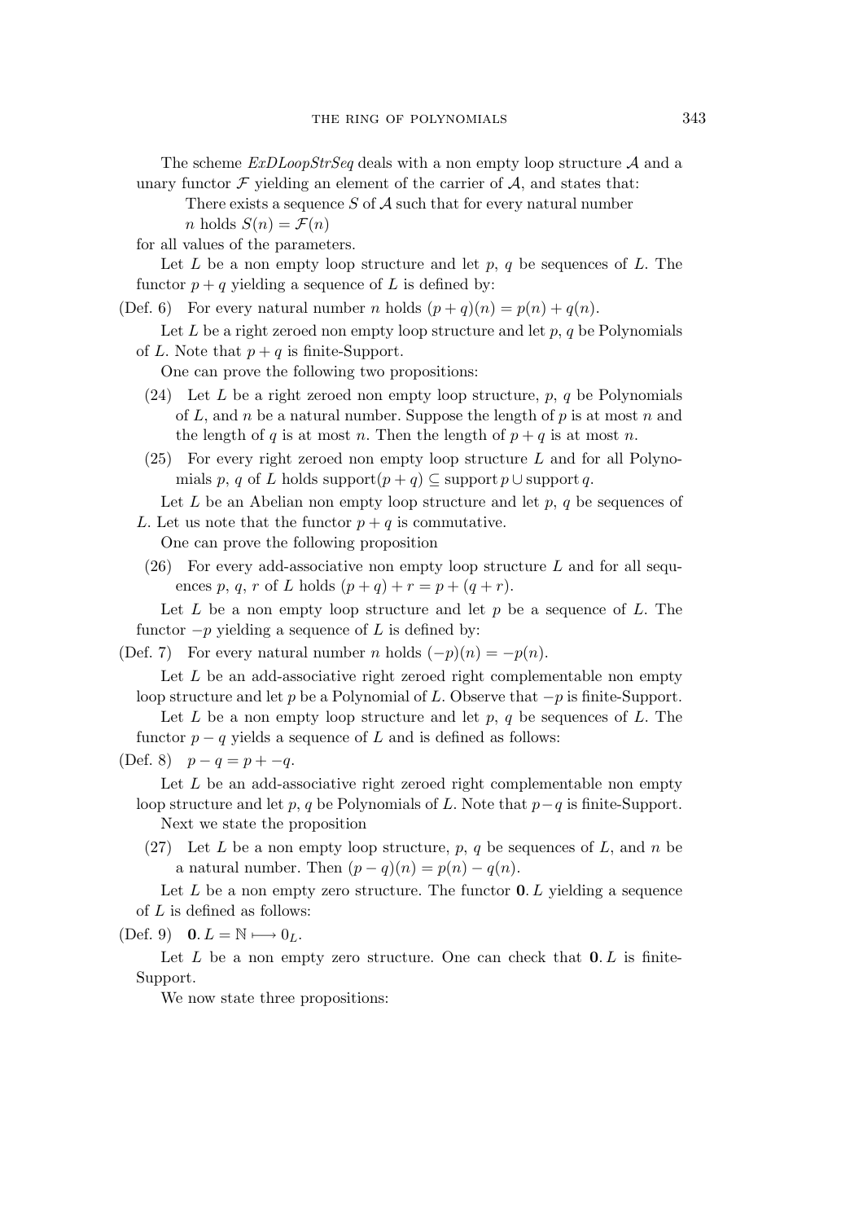The scheme *ExDLoopStrSeq* deals with a non empty loop structure $\mathcal{A}$ and a unary functor $\mathcal{F}$ yielding an element of the carrier of $\mathcal{A}$, and states that:

> There exists a sequence $S$ of $\mathcal{A}$ such that for every natural number $n$ holds $S(n) = \mathcal{F}(n)$

for all values of the parameters.

Let $L$ be a non empty loop structure and let $p$, $q$ be sequences of $L$. The functor $p + q$ yielding a sequence of $L$ is defined by:

(Def. 6) For every natural number $n$ holds $(p + q)(n) = p(n) + q(n)$.

Let $L$ be a right zeroed non empty loop structure and let $p$, $q$ be Polynomials of $L$. Note that $p + q$ is finite-Support.

One can prove the following two propositions:

(24) Let $L$ be a right zeroed non empty loop structure, $p$, $q$ be Polynomials of $L$, and $n$ be a natural number. Suppose the length of $p$ is at most $n$ and the length of $q$ is at most $n$. Then the length of $p + q$ is at most $n$.

(25) For every right zeroed non empty loop structure $L$ and for all Polynomials $p$, $q$ of $L$ holds $\mathrm{support}(p + q) \subseteq \mathrm{support}\, p \cup \mathrm{support}\, q$.

Let $L$ be an Abelian non empty loop structure and let $p$, $q$ be sequences of $L$. Let us note that the functor $p + q$ is commutative.

One can prove the following proposition

(26) For every add-associative non empty loop structure $L$ and for all sequences $p$, $q$, $r$ of $L$ holds $(p + q) + r = p + (q + r)$.

Let $L$ be a non empty loop structure and let $p$ be a sequence of $L$. The functor $-p$ yielding a sequence of $L$ is defined by:

(Def. 7) For every natural number $n$ holds $(-p)(n) = -p(n)$.

Let $L$ be an add-associative right zeroed right complementable non empty loop structure and let $p$ be a Polynomial of $L$. Observe that $-p$ is finite-Support.

Let $L$ be a non empty loop structure and let $p$, $q$ be sequences of $L$. The functor $p - q$ yields a sequence of $L$ and is defined as follows:

(Def. 8) $p - q = p + -q$.

Let $L$ be an add-associative right zeroed right complementable non empty loop structure and let $p$, $q$ be Polynomials of $L$. Note that $p - q$ is finite-Support.

Next we state the proposition

(27) Let $L$ be a non empty loop structure, $p$, $q$ be sequences of $L$, and $n$ be a natural number. Then $(p - q)(n) = p(n) - q(n)$.

Let $L$ be a non empty zero structure. The functor $\mathbf{0}. L$ yielding a sequence of $L$ is defined as follows:

(Def. 9) $\mathbf{0}. L = \mathbb{N} \longmapsto 0_L$.

Let $L$ be a non empty zero structure. One can check that $\mathbf{0}. L$ is finite-Support.

We now state three propositions: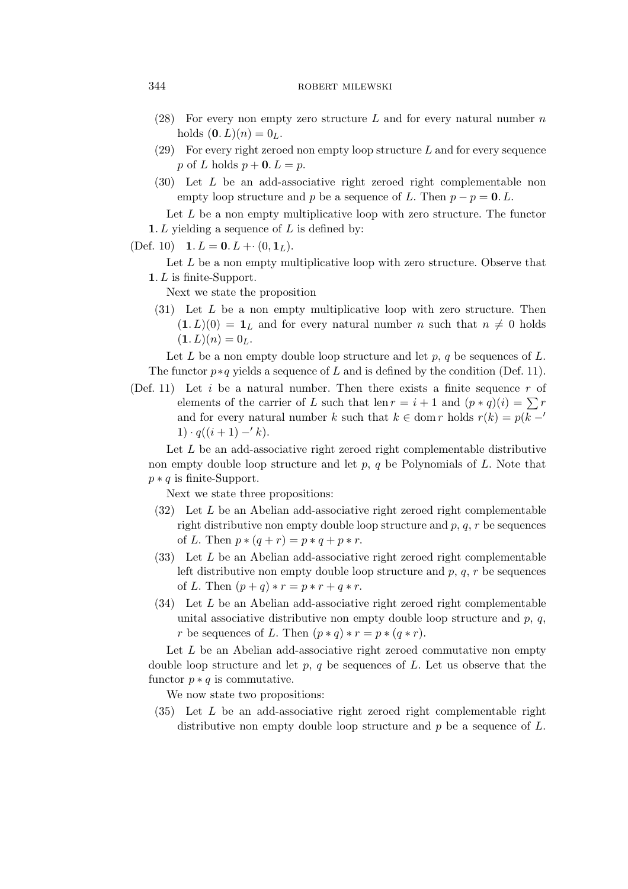(28) For every non empty zero structure $L$ and for every natural number $n$ holds $(\mathbf{0}.\,L)(n) = 0_L$.

(29) For every right zeroed non empty loop structure $L$ and for every sequence $p$ of $L$ holds $p + \mathbf{0}.\,L = p$.

(30) Let $L$ be an add-associative right zeroed right complementable non empty loop structure and $p$ be a sequence of $L$. Then $p - p = \mathbf{0}.\,L$.

Let $L$ be a non empty multiplicative loop with zero structure. The functor $\mathbf{1}.\,L$ yielding a sequence of $L$ is defined by:

(Def. 10) $\mathbf{1}.\,L = \mathbf{0}.\,L +\cdot (0, \mathbf{1}_L)$.

Let $L$ be a non empty multiplicative loop with zero structure. Observe that $\mathbf{1}.\,L$ is finite-Support.

Next we state the proposition

(31) Let $L$ be a non empty multiplicative loop with zero structure. Then $(\mathbf{1}.\,L)(0) = \mathbf{1}_L$ and for every natural number $n$ such that $n \neq 0$ holds $(\mathbf{1}.\,L)(n) = 0_L$.

Let $L$ be a non empty double loop structure and let $p$, $q$ be sequences of $L$. The functor $p*q$ yields a sequence of $L$ and is defined by the condition (Def. 11).

(Def. 11) Let $i$ be a natural number. Then there exists a finite sequence $r$ of elements of the carrier of $L$ such that $\operatorname{len} r = i + 1$ and $(p * q)(i) = \sum r$ and for every natural number $k$ such that $k \in \operatorname{dom} r$ holds $r(k) = p(k -' 1) \cdot q((i + 1) -' k)$.

Let $L$ be an add-associative right zeroed right complementable distributive non empty double loop structure and let $p$, $q$ be Polynomials of $L$. Note that $p * q$ is finite-Support.

Next we state three propositions:

(32) Let $L$ be an Abelian add-associative right zeroed right complementable right distributive non empty double loop structure and $p$, $q$, $r$ be sequences of $L$. Then $p * (q + r) = p * q + p * r$.

(33) Let $L$ be an Abelian add-associative right zeroed right complementable left distributive non empty double loop structure and $p$, $q$, $r$ be sequences of $L$. Then $(p + q) * r = p * r + q * r$.

(34) Let $L$ be an Abelian add-associative right zeroed right complementable unital associative distributive non empty double loop structure and $p$, $q$, $r$ be sequences of $L$. Then $(p * q) * r = p * (q * r)$.

Let $L$ be an Abelian add-associative right zeroed commutative non empty double loop structure and let $p$, $q$ be sequences of $L$. Let us observe that the functor $p * q$ is commutative.

We now state two propositions:

(35) Let $L$ be an add-associative right zeroed right complementable right distributive non empty double loop structure and $p$ be a sequence of $L$.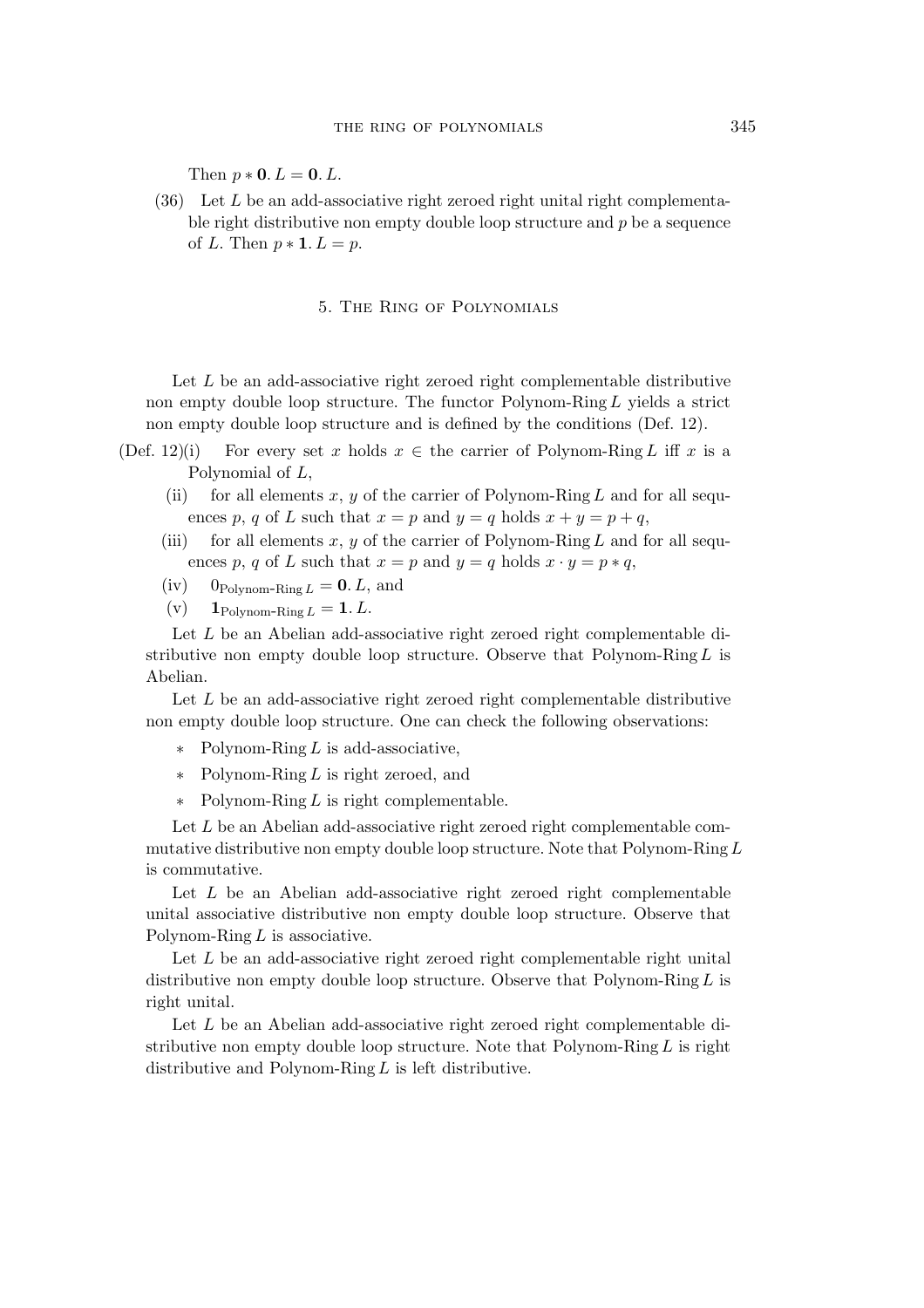Then $p * \mathbf{0}. L = \mathbf{0}. L$.

(36) Let $L$ be an add-associative right zeroed right unital right complementable right distributive non empty double loop structure and $p$ be a sequence of $L$. Then $p * \mathbf{1}. L = p$.

## 5. The Ring of Polynomials

Let $L$ be an add-associative right zeroed right complementable distributive non empty double loop structure. The functor Polynom-Ring $L$ yields a strict non empty double loop structure and is defined by the conditions (Def. 12).

(Def. 12)(i) For every set $x$ holds $x \in$ the carrier of Polynom-Ring $L$ iff $x$ is a Polynomial of $L$,

(ii) for all elements $x$, $y$ of the carrier of Polynom-Ring $L$ and for all sequences $p$, $q$ of $L$ such that $x = p$ and $y = q$ holds $x + y = p + q$,

(iii) for all elements $x$, $y$ of the carrier of Polynom-Ring $L$ and for all sequences $p$, $q$ of $L$ such that $x = p$ and $y = q$ holds $x \cdot y = p * q$,

(iv) $0_{\text{Polynom-Ring}\, L} = \mathbf{0}. L$, and

(v) $\mathbf{1}_{\text{Polynom-Ring}\, L} = \mathbf{1}. L$.

Let $L$ be an Abelian add-associative right zeroed right complementable distributive non empty double loop structure. Observe that Polynom-Ring $L$ is Abelian.

Let $L$ be an add-associative right zeroed right complementable distributive non empty double loop structure. One can check the following observations:

* Polynom-Ring $L$ is add-associative,
* Polynom-Ring $L$ is right zeroed, and
* Polynom-Ring $L$ is right complementable.

Let $L$ be an Abelian add-associative right zeroed right complementable commutative distributive non empty double loop structure. Note that Polynom-Ring $L$ is commutative.

Let $L$ be an Abelian add-associative right zeroed right complementable unital associative distributive non empty double loop structure. Observe that Polynom-Ring $L$ is associative.

Let $L$ be an add-associative right zeroed right complementable right unital distributive non empty double loop structure. Observe that Polynom-Ring $L$ is right unital.

Let $L$ be an Abelian add-associative right zeroed right complementable distributive non empty double loop structure. Note that Polynom-Ring $L$ is right distributive and Polynom-Ring $L$ is left distributive.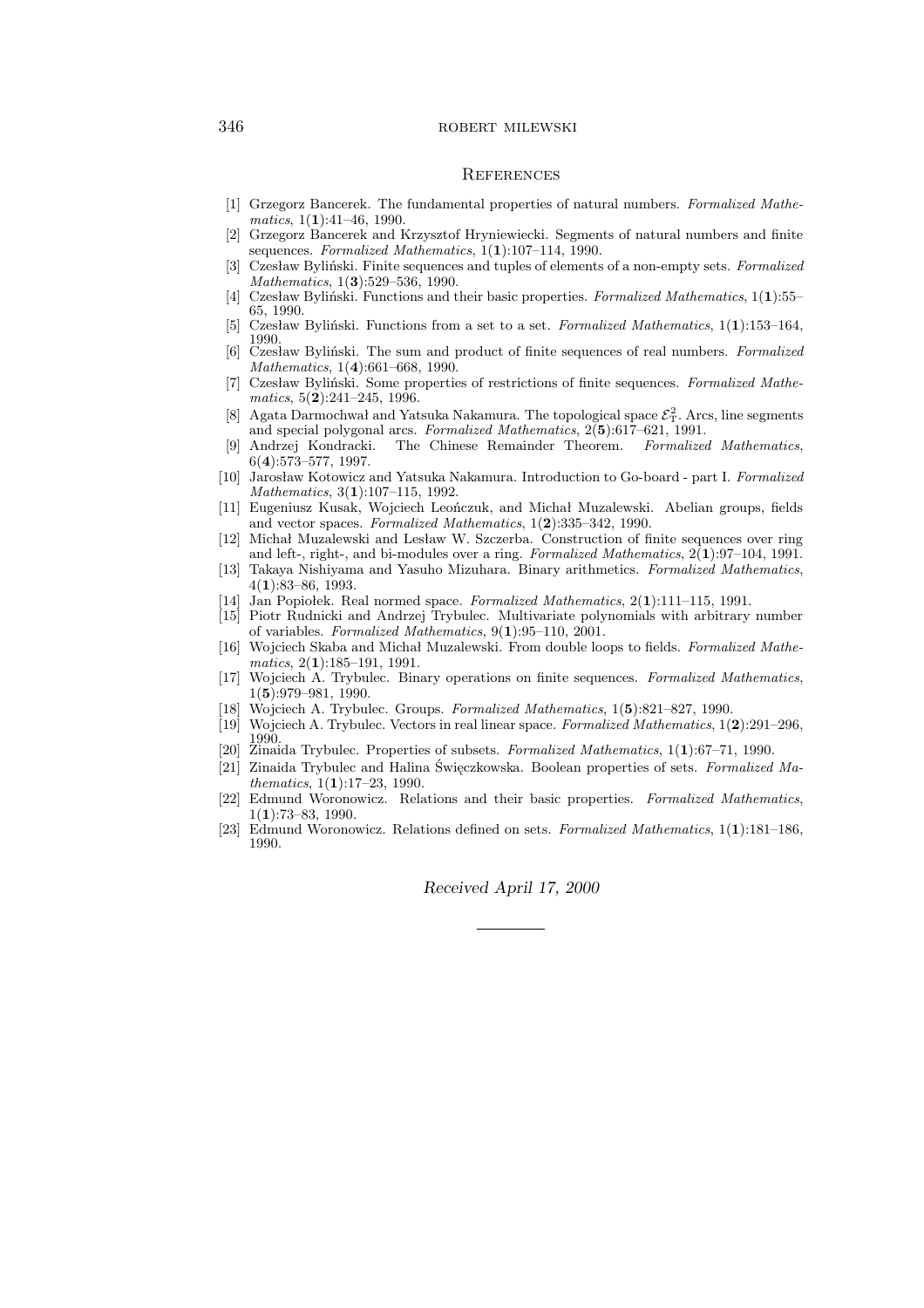## References

[1] Grzegorz Bancerek. The fundamental properties of natural numbers. *Formalized Mathematics*, 1(**1**):41–46, 1990.

[2] Grzegorz Bancerek and Krzysztof Hryniewiecki. Segments of natural numbers and finite sequences. *Formalized Mathematics*, 1(**1**):107–114, 1990.

[3] Czesław Byliński. Finite sequences and tuples of elements of a non-empty sets. *Formalized Mathematics*, 1(**3**):529–536, 1990.

[4] Czesław Byliński. Functions and their basic properties. *Formalized Mathematics*, 1(**1**):55–65, 1990.

[5] Czesław Byliński. Functions from a set to a set. *Formalized Mathematics*, 1(**1**):153–164, 1990.

[6] Czesław Byliński. The sum and product of finite sequences of real numbers. *Formalized Mathematics*, 1(**4**):661–668, 1990.

[7] Czesław Byliński. Some properties of restrictions of finite sequences. *Formalized Mathematics*, 5(**2**):241–245, 1996.

[8] Agata Darmochwał and Yatsuka Nakamura. The topological space $\mathcal{E}^2_{\rm T}$. Arcs, line segments and special polygonal arcs. *Formalized Mathematics*, 2(**5**):617–621, 1991.

[9] Andrzej Kondracki. The Chinese Remainder Theorem. *Formalized Mathematics*, 6(**4**):573–577, 1997.

[10] Jarosław Kotowicz and Yatsuka Nakamura. Introduction to Go-board - part I. *Formalized Mathematics*, 3(**1**):107–115, 1992.

[11] Eugeniusz Kusak, Wojciech Leończuk, and Michał Muzalewski. Abelian groups, fields and vector spaces. *Formalized Mathematics*, 1(**2**):335–342, 1990.

[12] Michał Muzalewski and Lesław W. Szczerba. Construction of finite sequences over ring and left-, right-, and bi-modules over a ring. *Formalized Mathematics*, 2(**1**):97–104, 1991.

[13] Takaya Nishiyama and Yasuho Mizuhara. Binary arithmetics. *Formalized Mathematics*, 4(**1**):83–86, 1993.

[14] Jan Popiołek. Real normed space. *Formalized Mathematics*, 2(**1**):111–115, 1991.

[15] Piotr Rudnicki and Andrzej Trybulec. Multivariate polynomials with arbitrary number of variables. *Formalized Mathematics*, 9(**1**):95–110, 2001.

[16] Wojciech Skaba and Michał Muzalewski. From double loops to fields. *Formalized Mathematics*, 2(**1**):185–191, 1991.

[17] Wojciech A. Trybulec. Binary operations on finite sequences. *Formalized Mathematics*, 1(**5**):979–981, 1990.

[18] Wojciech A. Trybulec. Groups. *Formalized Mathematics*, 1(**5**):821–827, 1990.

[19] Wojciech A. Trybulec. Vectors in real linear space. *Formalized Mathematics*, 1(**2**):291–296, 1990.

[20] Zinaida Trybulec. Properties of subsets. *Formalized Mathematics*, 1(**1**):67–71, 1990.

[21] Zinaida Trybulec and Halina Święczkowska. Boolean properties of sets. *Formalized Mathematics*, 1(**1**):17–23, 1990.

[22] Edmund Woronowicz. Relations and their basic properties. *Formalized Mathematics*, 1(**1**):73–83, 1990.

[23] Edmund Woronowicz. Relations defined on sets. *Formalized Mathematics*, 1(**1**):181–186, 1990.

*Received April 17, 2000*